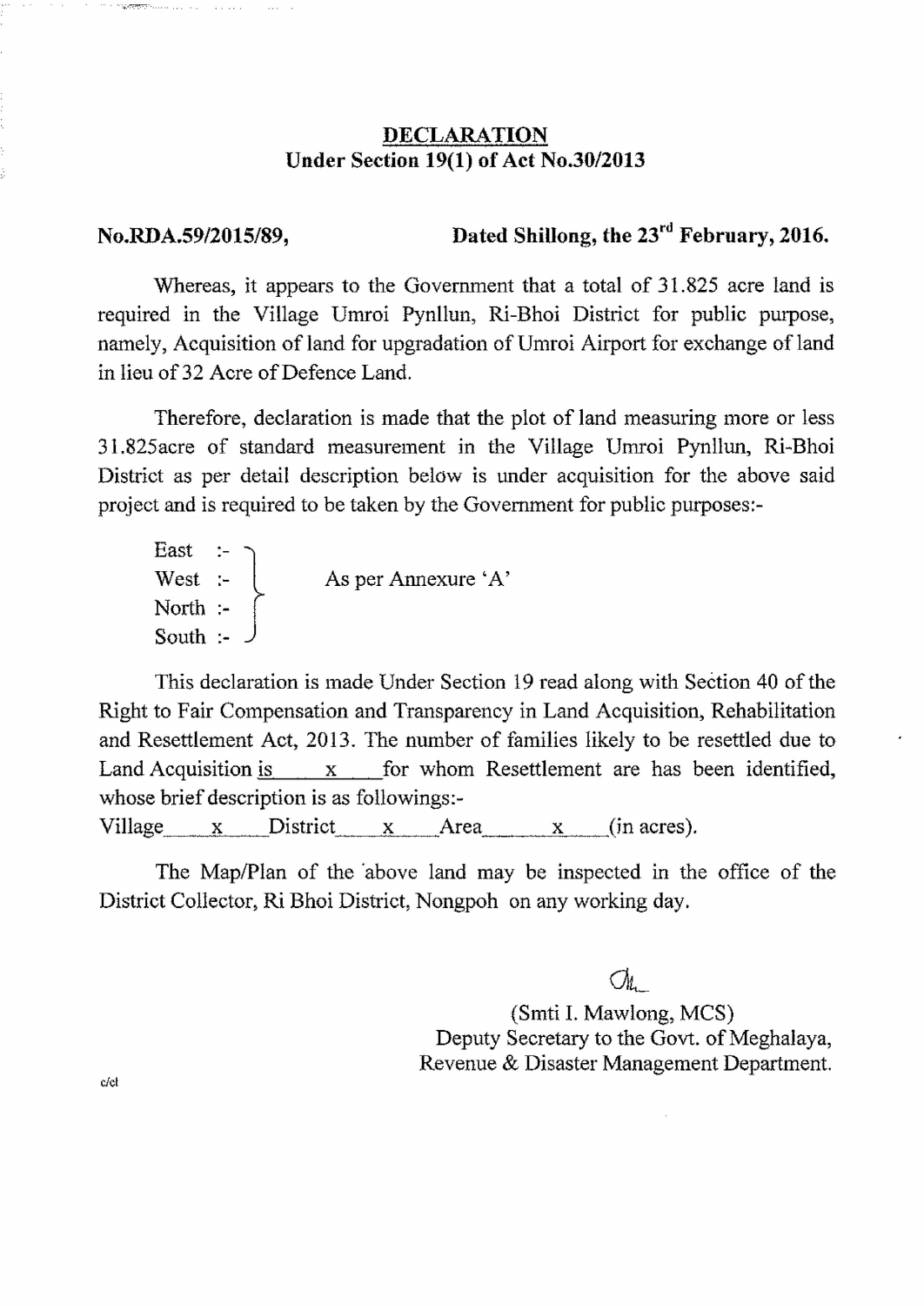# DECLARATION

**Under Section 19(1) of Act No.30/2013**

**No.RDA.59/2015/89,** **Dated Shillong, the 23rd February, 2016.**

Whereas, it appears to the Government that a total of 31.825 acre land is required in the Village Umroi Pynllun, Ri-Bhoi District for public purpose, namely, Acquisition of land for upgradation of Umroi Airport for exchange of land in lieu of 32 Acre of Defence Land.

Therefore, declaration is made that the plot of land measuring more or less 31.825acre of standard measurement in the Village Umroi Pynllun, Ri-Bhoi District as per detail description below is under acquisition for the above said project and is required to be taken by the Government for public purposes:-

East :-
West :-
North :-
South :-

} As per Annexure 'A'

This declaration is made Under Section 19 read along with Section 40 of the Right to Fair Compensation and Transparency in Land Acquisition, Rehabilitation and Resettlement Act, 2013. The number of families likely to be resettled due to Land Acquisition is x for whom Resettlement are has been identified, whose brief description is as followings:-

Village x District x Area x (in acres).

The Map/Plan of the above land may be inspected in the office of the District Collector, Ri Bhoi District, Nongpoh on any working day.

(Smti I. Mawlong, MCS)
Deputy Secretary to the Govt. of Meghalaya,
Revenue & Disaster Management Department.

c/cl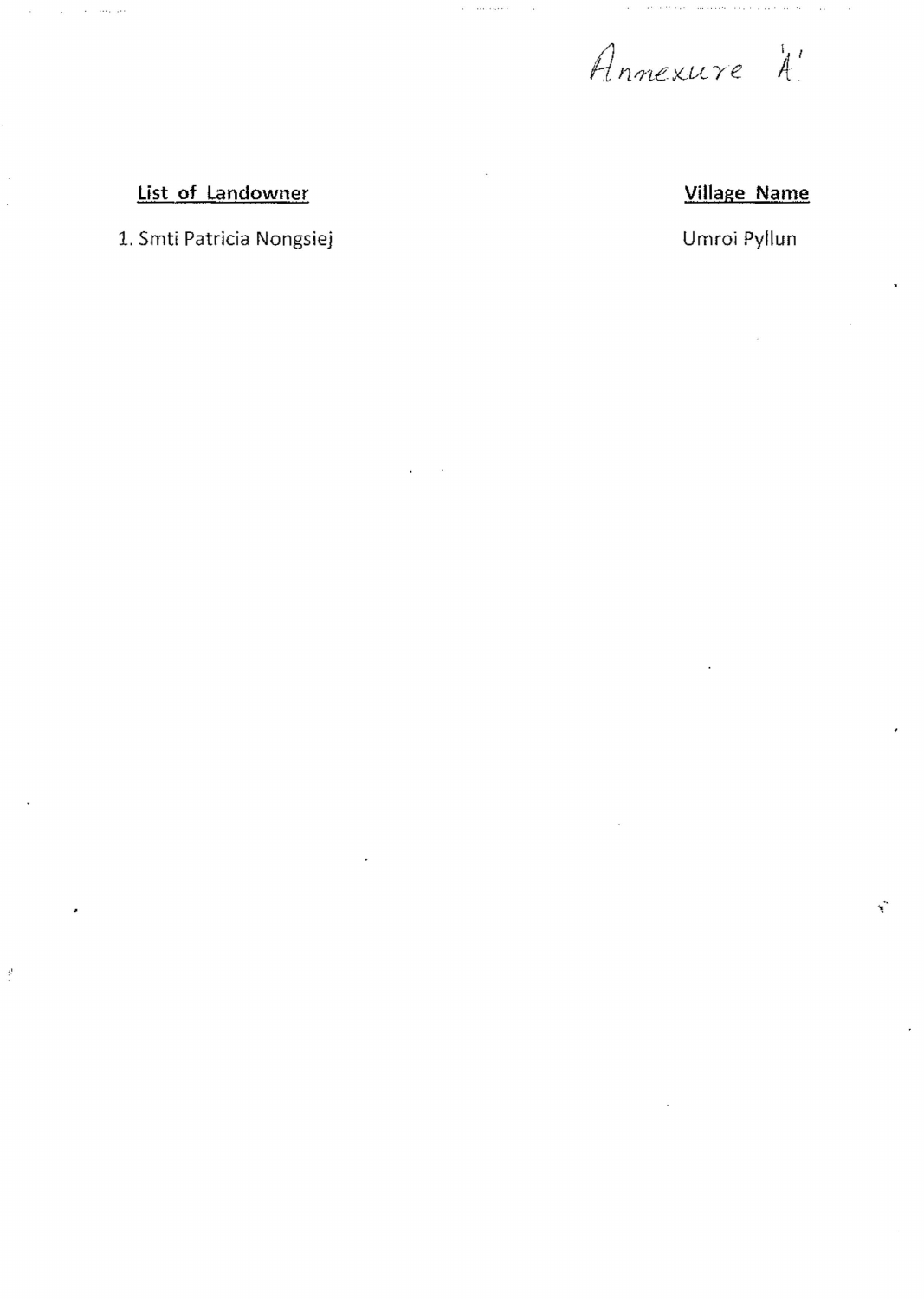Annexure 'A'

| List of Landowner | Village Name |
| --- | --- |
| 1. Smti Patricia Nongsiej | Umroi Pyllun |